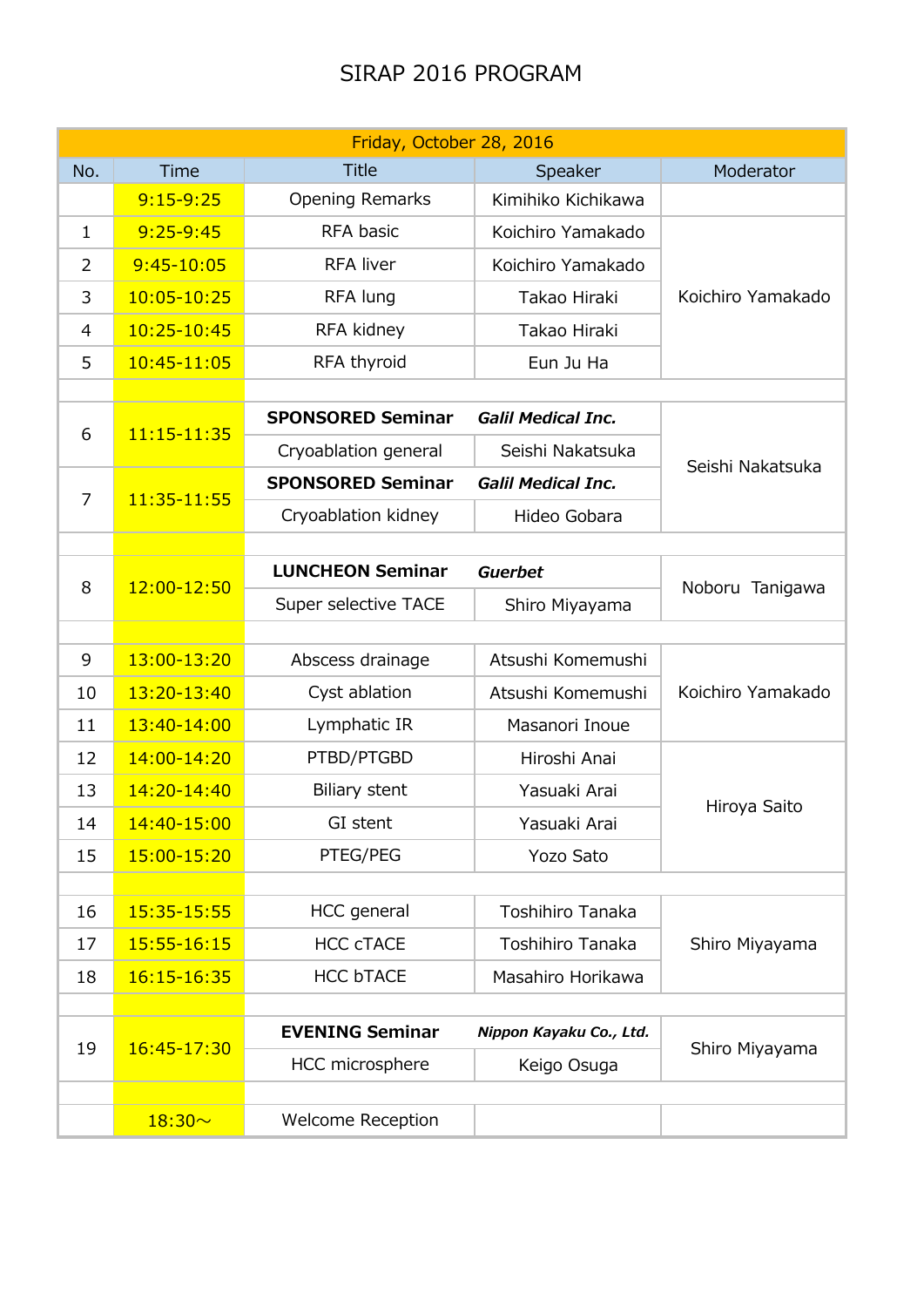# SIRAP 2016 PROGRAM

| Friday, October 28, 2016 | | | | |
|---|---|---|---|---|
| No. | Time | Title | Speaker | Moderator |
| | 9:15-9:25 | Opening Remarks | Kimihiko Kichikawa | |
| 1 | 9:25-9:45 | RFA basic | Koichiro Yamakado | Koichiro Yamakado |
| 2 | 9:45-10:05 | RFA liver | Koichiro Yamakado | |
| 3 | 10:05-10:25 | RFA lung | Takao Hiraki | |
| 4 | 10:25-10:45 | RFA kidney | Takao Hiraki | |
| 5 | 10:45-11:05 | RFA thyroid | Eun Ju Ha | |
| | | | | |
| 6 | 11:15-11:35 | **SPONSORED Seminar** | ***Galil Medical Inc.*** | Seishi Nakatsuka |
| | | Cryoablation general | Seishi Nakatsuka | |
| 7 | 11:35-11:55 | **SPONSORED Seminar** | ***Galil Medical Inc.*** | |
| | | Cryoablation kidney | Hideo Gobara | |
| | | | | |
| 8 | 12:00-12:50 | **LUNCHEON Seminar** | ***Guerbet*** | Noboru Tanigawa |
| | | Super selective TACE | Shiro Miyayama | |
| | | | | |
| 9 | 13:00-13:20 | Abscess drainage | Atsushi Komemushi | Koichiro Yamakado |
| 10 | 13:20-13:40 | Cyst ablation | Atsushi Komemushi | |
| 11 | 13:40-14:00 | Lymphatic IR | Masanori Inoue | |
| 12 | 14:00-14:20 | PTBD/PTGBD | Hiroshi Anai | Hiroya Saito |
| 13 | 14:20-14:40 | Biliary stent | Yasuaki Arai | |
| 14 | 14:40-15:00 | GI stent | Yasuaki Arai | |
| 15 | 15:00-15:20 | PTEG/PEG | Yozo Sato | |
| | | | | |
| 16 | 15:35-15:55 | HCC general | Toshihiro Tanaka | Shiro Miyayama |
| 17 | 15:55-16:15 | HCC cTACE | Toshihiro Tanaka | |
| 18 | 16:15-16:35 | HCC bTACE | Masahiro Horikawa | |
| | | | | |
| 19 | 16:45-17:30 | **EVENING Seminar** | ***Nippon Kayaku Co., Ltd.*** | Shiro Miyayama |
| | | HCC microsphere | Keigo Osuga | |
| | | | | |
| | 18:30～ | Welcome Reception | | |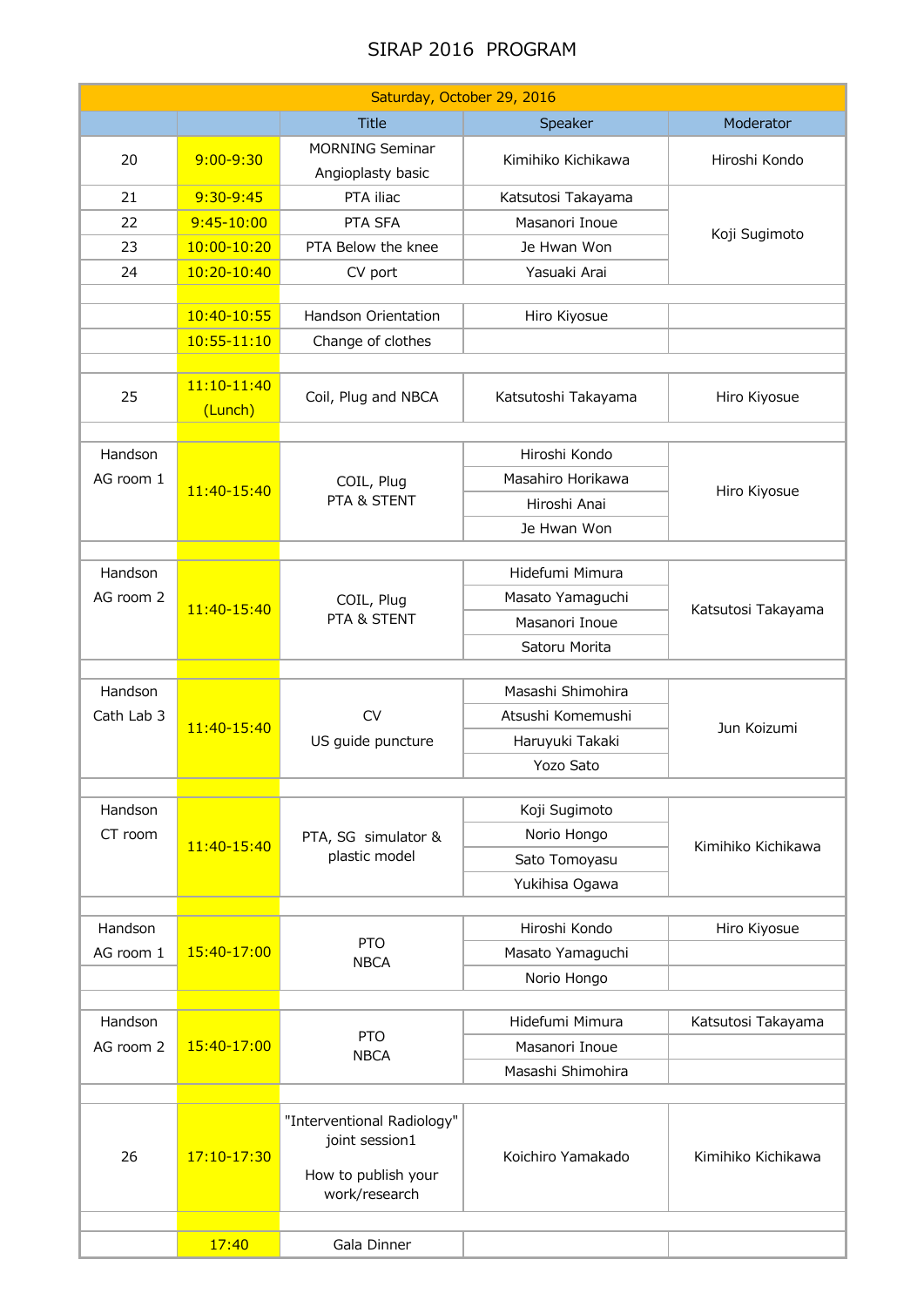# SIRAP 2016 PROGRAM

| Saturday, October 29, 2016 | | | | |
|---|---|---|---|---|
| | | Title | Speaker | Moderator |
| 20 | 9:00-9:30 | MORNING Seminar Angioplasty basic | Kimihiko Kichikawa | Hiroshi Kondo |
| 21 | 9:30-9:45 | PTA iliac | Katsutosi Takayama | Koji Sugimoto |
| 22 | 9:45-10:00 | PTA SFA | Masanori Inoue | |
| 23 | 10:00-10:20 | PTA Below the knee | Je Hwan Won | |
| 24 | 10:20-10:40 | CV port | Yasuaki Arai | |
| | | | | |
| | 10:40-10:55 | Handson Orientation | Hiro Kiyosue | |
| | 10:55-11:10 | Change of clothes | | |
| | | | | |
| 25 | 11:10-11:40 (Lunch) | Coil, Plug and NBCA | Katsutoshi Takayama | Hiro Kiyosue |
| | | | | |
| Handson AG room 1 | 11:40-15:40 | COIL, Plug PTA & STENT | Hiroshi Kondo | Hiro Kiyosue |
| | | | Masahiro Horikawa | |
| | | | Hiroshi Anai | |
| | | | Je Hwan Won | |
| | | | | |
| Handson AG room 2 | 11:40-15:40 | COIL, Plug PTA & STENT | Hidefumi Mimura | Katsutosi Takayama |
| | | | Masato Yamaguchi | |
| | | | Masanori Inoue | |
| | | | Satoru Morita | |
| | | | | |
| Handson Cath Lab 3 | 11:40-15:40 | CV US guide puncture | Masashi Shimohira | Jun Koizumi |
| | | | Atsushi Komemushi | |
| | | | Haruyuki Takaki | |
| | | | Yozo Sato | |
| | | | | |
| Handson CT room | 11:40-15:40 | PTA, SG simulator & plastic model | Koji Sugimoto | Kimihiko Kichikawa |
| | | | Norio Hongo | |
| | | | Sato Tomoyasu | |
| | | | Yukihisa Ogawa | |
| | | | | |
| Handson AG room 1 | 15:40-17:00 | PTO NBCA | Hiroshi Kondo | Hiro Kiyosue |
| | | | Masato Yamaguchi | |
| | | | Norio Hongo | |
| | | | | |
| Handson AG room 2 | 15:40-17:00 | PTO NBCA | Hidefumi Mimura | Katsutosi Takayama |
| | | | Masanori Inoue | |
| | | | Masashi Shimohira | |
| | | | | |
| 26 | 17:10-17:30 | "Interventional Radiology" joint session1 How to publish your work/research | Koichiro Yamakado | Kimihiko Kichikawa |
| | | | | |
| | 17:40 | Gala Dinner | | |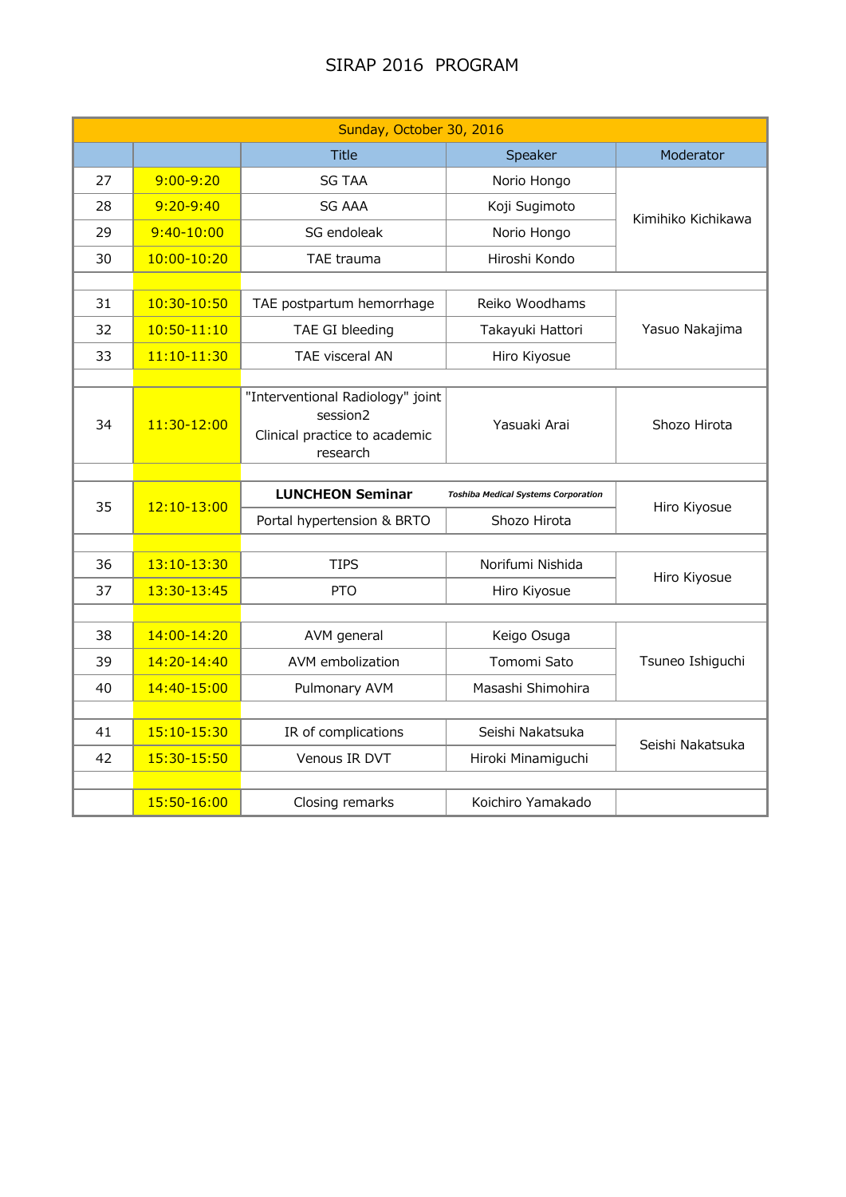# SIRAP 2016 PROGRAM

| Sunday, October 30, 2016 | | | | |
|---|---|---|---|---|
| | | Title | Speaker | Moderator |
| 27 | 9:00-9:20 | SG TAA | Norio Hongo | Kimihiko Kichikawa |
| 28 | 9:20-9:40 | SG AAA | Koji Sugimoto | |
| 29 | 9:40-10:00 | SG endoleak | Norio Hongo | |
| 30 | 10:00-10:20 | TAE trauma | Hiroshi Kondo | |
| | | | | |
| 31 | 10:30-10:50 | TAE postpartum hemorrhage | Reiko Woodhams | Yasuo Nakajima |
| 32 | 10:50-11:10 | TAE GI bleeding | Takayuki Hattori | |
| 33 | 11:10-11:30 | TAE visceral AN | Hiro Kiyosue | |
| | | | | |
| 34 | 11:30-12:00 | "Interventional Radiology" joint session2 Clinical practice to academic research | Yasuaki Arai | Shozo Hirota |
| | | | | |
| 35 | 12:10-13:00 | **LUNCHEON Seminar** | *Toshiba Medical Systems Corporation* | Hiro Kiyosue |
| | | Portal hypertension & BRTO | Shozo Hirota | |
| | | | | |
| 36 | 13:10-13:30 | TIPS | Norifumi Nishida | Hiro Kiyosue |
| 37 | 13:30-13:45 | PTO | Hiro Kiyosue | |
| | | | | |
| 38 | 14:00-14:20 | AVM general | Keigo Osuga | Tsuneo Ishiguchi |
| 39 | 14:20-14:40 | AVM embolization | Tomomi Sato | |
| 40 | 14:40-15:00 | Pulmonary AVM | Masashi Shimohira | |
| | | | | |
| 41 | 15:10-15:30 | IR of complications | Seishi Nakatsuka | Seishi Nakatsuka |
| 42 | 15:30-15:50 | Venous IR DVT | Hiroki Minamiguchi | |
| | | | | |
| | 15:50-16:00 | Closing remarks | Koichiro Yamakado | |